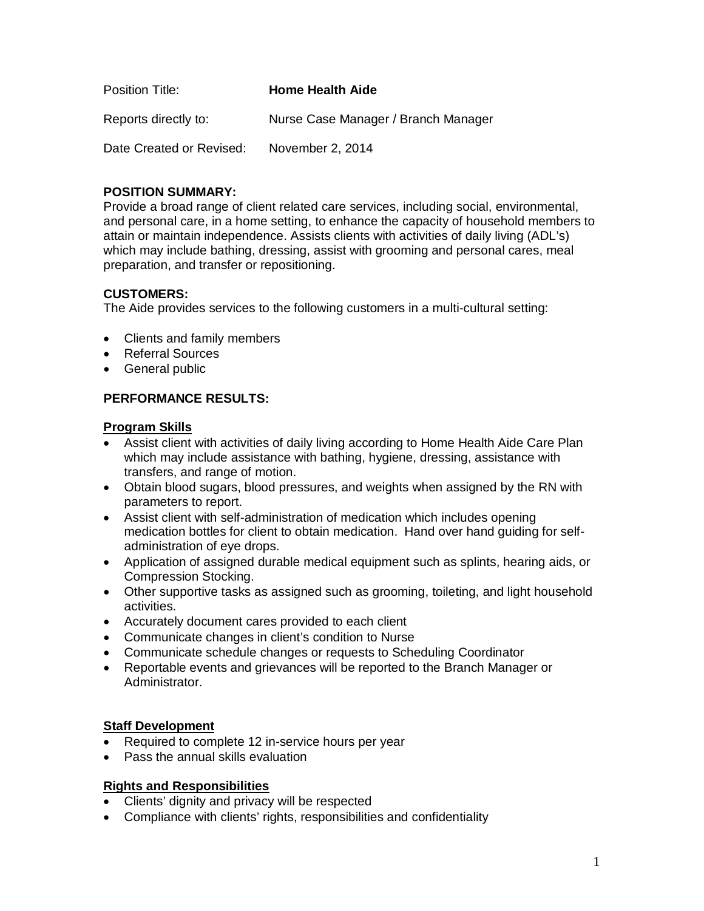Position Title: **Home Health Aide**

Reports directly to: Nurse Case Manager / Branch Manager

Date Created or Revised: November 2, 2014

**POSITION SUMMARY:**
Provide a broad range of client related care services, including social, environmental, and personal care, in a home setting, to enhance the capacity of household members to attain or maintain independence. Assists clients with activities of daily living (ADL's) which may include bathing, dressing, assist with grooming and personal cares, meal preparation, and transfer or repositioning.

**CUSTOMERS:**
The Aide provides services to the following customers in a multi-cultural setting:

- Clients and family members
- Referral Sources
- General public

**PERFORMANCE RESULTS:**

**Program Skills**

- Assist client with activities of daily living according to Home Health Aide Care Plan which may include assistance with bathing, hygiene, dressing, assistance with transfers, and range of motion.
- Obtain blood sugars, blood pressures, and weights when assigned by the RN with parameters to report.
- Assist client with self-administration of medication which includes opening medication bottles for client to obtain medication. Hand over hand guiding for self-administration of eye drops.
- Application of assigned durable medical equipment such as splints, hearing aids, or Compression Stocking.
- Other supportive tasks as assigned such as grooming, toileting, and light household activities.
- Accurately document cares provided to each client
- Communicate changes in client's condition to Nurse
- Communicate schedule changes or requests to Scheduling Coordinator
- Reportable events and grievances will be reported to the Branch Manager or Administrator.

**Staff Development**

- Required to complete 12 in-service hours per year
- Pass the annual skills evaluation

**Rights and Responsibilities**

- Clients' dignity and privacy will be respected
- Compliance with clients' rights, responsibilities and confidentiality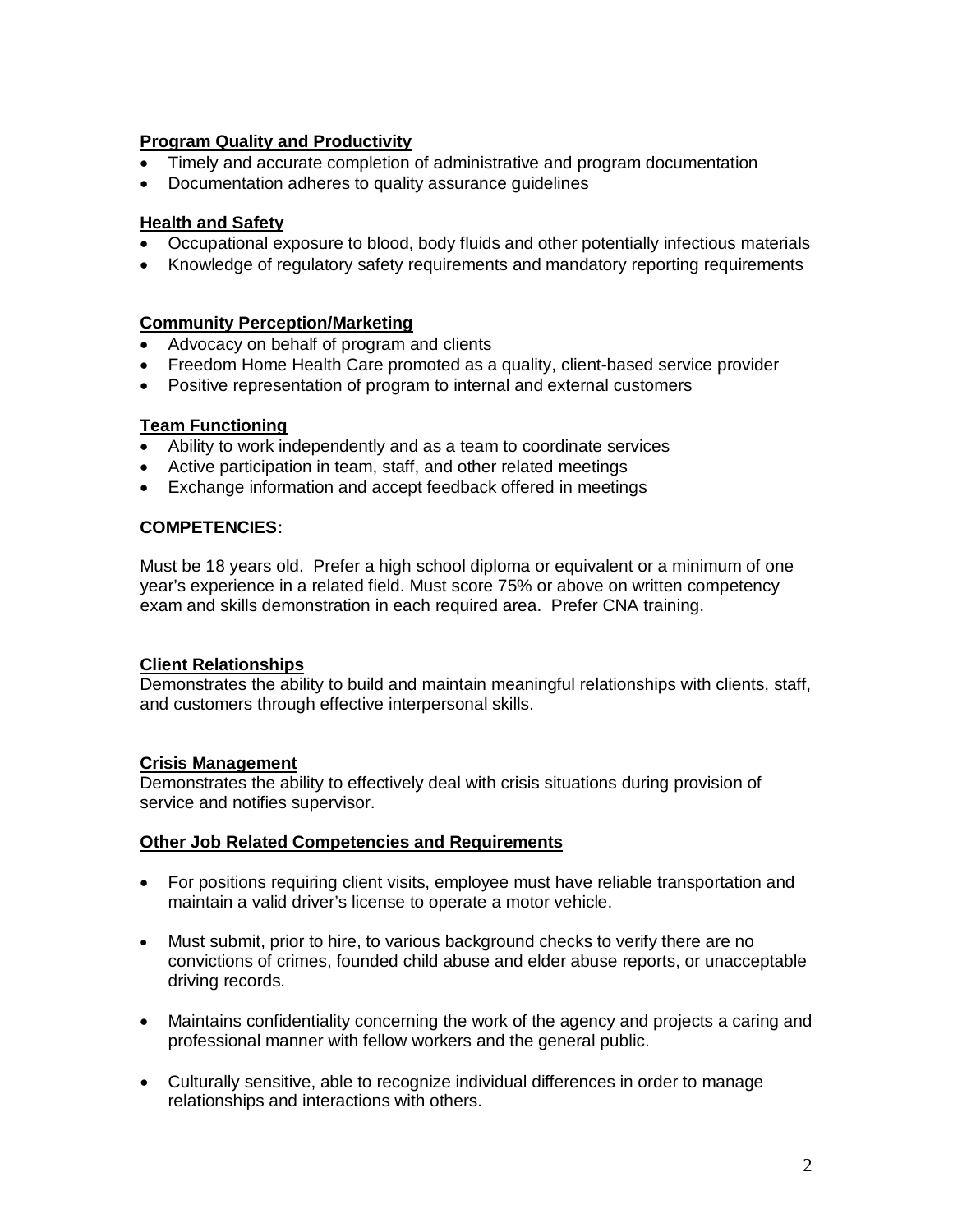**Program Quality and Productivity**

- Timely and accurate completion of administrative and program documentation
- Documentation adheres to quality assurance guidelines

**Health and Safety**

- Occupational exposure to blood, body fluids and other potentially infectious materials
- Knowledge of regulatory safety requirements and mandatory reporting requirements

**Community Perception/Marketing**

- Advocacy on behalf of program and clients
- Freedom Home Health Care promoted as a quality, client-based service provider
- Positive representation of program to internal and external customers

**Team Functioning**

- Ability to work independently and as a team to coordinate services
- Active participation in team, staff, and other related meetings
- Exchange information and accept feedback offered in meetings

**COMPETENCIES:**

Must be 18 years old. Prefer a high school diploma or equivalent or a minimum of one year's experience in a related field. Must score 75% or above on written competency exam and skills demonstration in each required area. Prefer CNA training.

**Client Relationships**

Demonstrates the ability to build and maintain meaningful relationships with clients, staff, and customers through effective interpersonal skills.

**Crisis Management**

Demonstrates the ability to effectively deal with crisis situations during provision of service and notifies supervisor.

**Other Job Related Competencies and Requirements**

- For positions requiring client visits, employee must have reliable transportation and maintain a valid driver's license to operate a motor vehicle.
- Must submit, prior to hire, to various background checks to verify there are no convictions of crimes, founded child abuse and elder abuse reports, or unacceptable driving records.
- Maintains confidentiality concerning the work of the agency and projects a caring and professional manner with fellow workers and the general public.
- Culturally sensitive, able to recognize individual differences in order to manage relationships and interactions with others.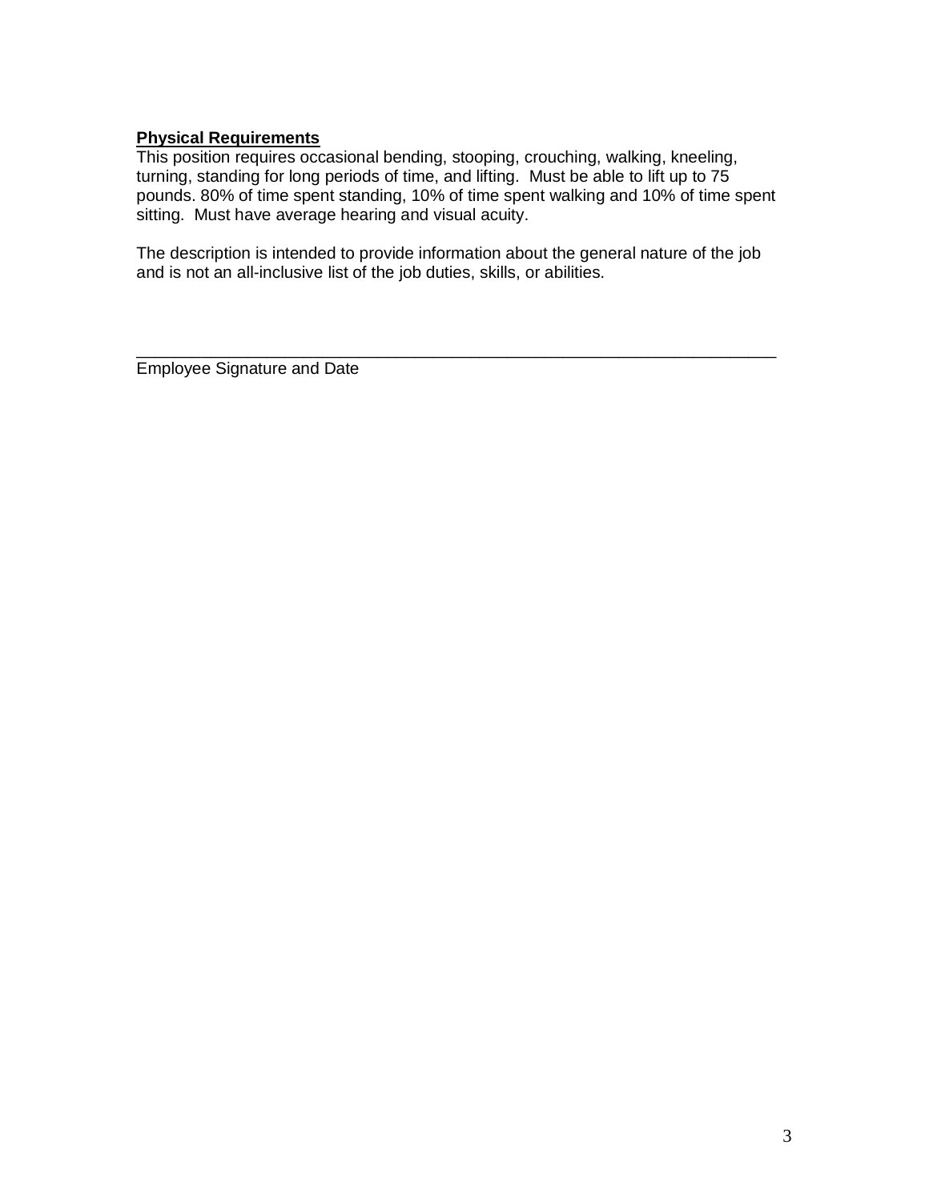**Physical Requirements**

This position requires occasional bending, stooping, crouching, walking, kneeling, turning, standing for long periods of time, and lifting. Must be able to lift up to 75 pounds. 80% of time spent standing, 10% of time spent walking and 10% of time spent sitting. Must have average hearing and visual acuity.

The description is intended to provide information about the general nature of the job and is not an all-inclusive list of the job duties, skills, or abilities.

\_\_\_\_\_\_\_\_\_\_\_\_\_\_\_\_\_\_\_\_\_\_\_\_\_\_\_\_\_\_\_\_\_\_\_\_\_\_\_\_\_\_\_\_\_\_\_\_\_\_\_\_\_\_\_\_\_\_\_\_\_\_\_\_

Employee Signature and Date